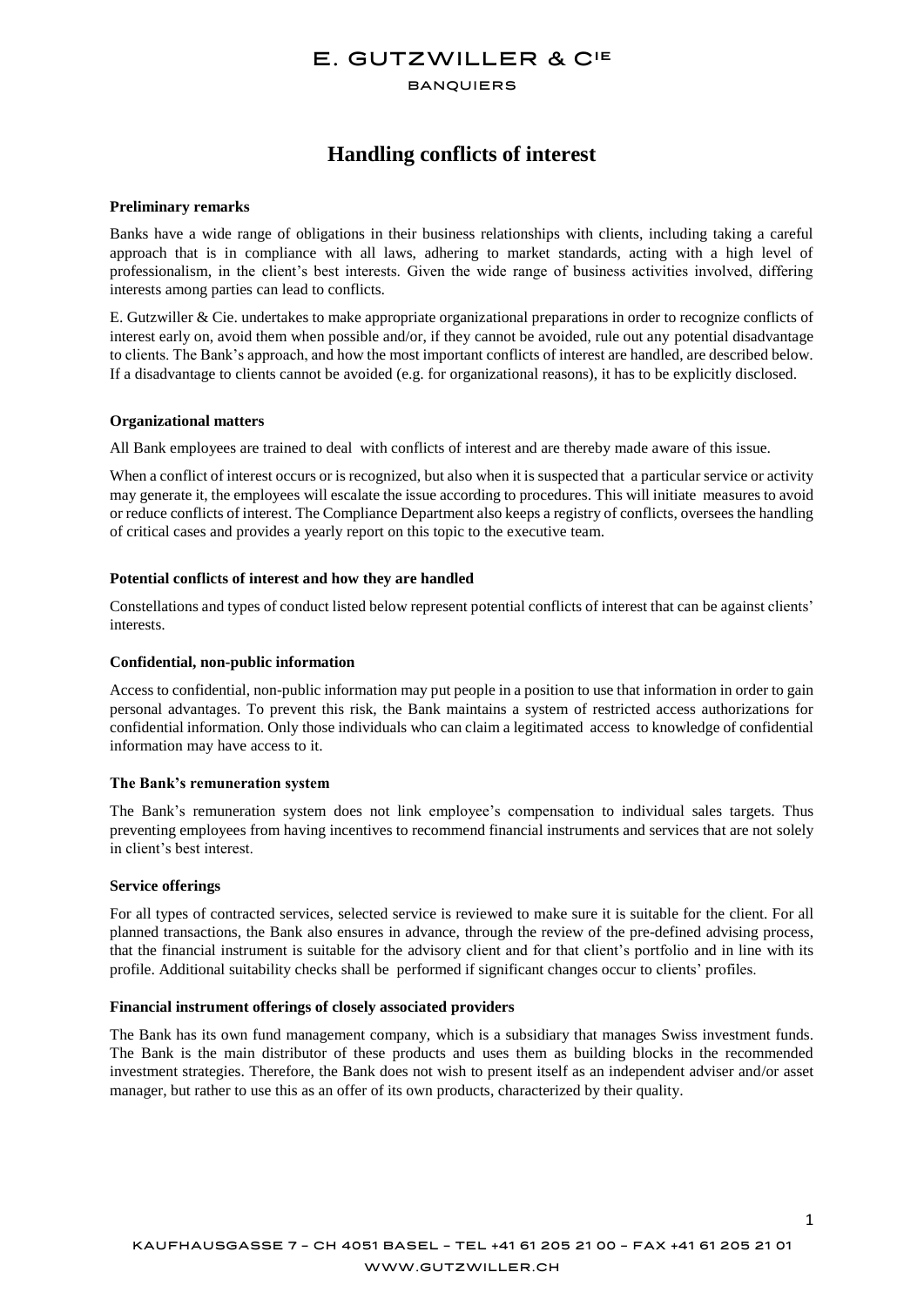# E. GUTZWILLER & CIE

BANQUIERS

## Handling conflicts of interest

**Preliminary remarks**

Banks have a wide range of obligations in their business relationships with clients, including taking a careful approach that is in compliance with all laws, adhering to market standards, acting with a high level of professionalism, in the client's best interests. Given the wide range of business activities involved, differing interests among parties can lead to conflicts.

E. Gutzwiller & Cie. undertakes to make appropriate organizational preparations in order to recognize conflicts of interest early on, avoid them when possible and/or, if they cannot be avoided, rule out any potential disadvantage to clients. The Bank's approach, and how the most important conflicts of interest are handled, are described below. If a disadvantage to clients cannot be avoided (e.g. for organizational reasons), it has to be explicitly disclosed.

**Organizational matters**

All Bank employees are trained to deal with conflicts of interest and are thereby made aware of this issue.

When a conflict of interest occurs or is recognized, but also when it is suspected that a particular service or activity may generate it, the employees will escalate the issue according to procedures. This will initiate measures to avoid or reduce conflicts of interest. The Compliance Department also keeps a registry of conflicts, oversees the handling of critical cases and provides a yearly report on this topic to the executive team.

**Potential conflicts of interest and how they are handled**

Constellations and types of conduct listed below represent potential conflicts of interest that can be against clients' interests.

**Confidential, non-public information**

Access to confidential, non-public information may put people in a position to use that information in order to gain personal advantages. To prevent this risk, the Bank maintains a system of restricted access authorizations for confidential information. Only those individuals who can claim a legitimated access to knowledge of confidential information may have access to it.

**The Bank's remuneration system**

The Bank's remuneration system does not link employee's compensation to individual sales targets. Thus preventing employees from having incentives to recommend financial instruments and services that are not solely in client's best interest.

**Service offerings**

For all types of contracted services, selected service is reviewed to make sure it is suitable for the client. For all planned transactions, the Bank also ensures in advance, through the review of the pre-defined advising process, that the financial instrument is suitable for the advisory client and for that client's portfolio and in line with its profile. Additional suitability checks shall be performed if significant changes occur to clients' profiles.

**Financial instrument offerings of closely associated providers**

The Bank has its own fund management company, which is a subsidiary that manages Swiss investment funds. The Bank is the main distributor of these products and uses them as building blocks in the recommended investment strategies. Therefore, the Bank does not wish to present itself as an independent adviser and/or asset manager, but rather to use this as an offer of its own products, characterized by their quality.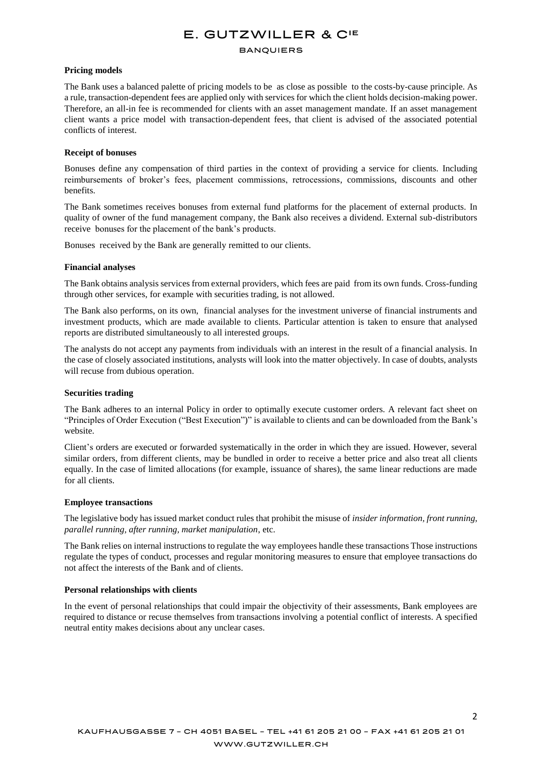**Pricing models**

The Bank uses a balanced palette of pricing models to be as close as possible to the costs-by-cause principle. As a rule, transaction-dependent fees are applied only with services for which the client holds decision-making power. Therefore, an all-in fee is recommended for clients with an asset management mandate. If an asset management client wants a price model with transaction-dependent fees, that client is advised of the associated potential conflicts of interest.

**Receipt of bonuses**

Bonuses define any compensation of third parties in the context of providing a service for clients. Including reimbursements of broker's fees, placement commissions, retrocessions, commissions, discounts and other benefits.

The Bank sometimes receives bonuses from external fund platforms for the placement of external products. In quality of owner of the fund management company, the Bank also receives a dividend. External sub-distributors receive bonuses for the placement of the bank's products.

Bonuses received by the Bank are generally remitted to our clients.

**Financial analyses**

The Bank obtains analysis services from external providers, which fees are paid from its own funds. Cross-funding through other services, for example with securities trading, is not allowed.

The Bank also performs, on its own, financial analyses for the investment universe of financial instruments and investment products, which are made available to clients. Particular attention is taken to ensure that analysed reports are distributed simultaneously to all interested groups.

The analysts do not accept any payments from individuals with an interest in the result of a financial analysis. In the case of closely associated institutions, analysts will look into the matter objectively. In case of doubts, analysts will recuse from dubious operation.

**Securities trading**

The Bank adheres to an internal Policy in order to optimally execute customer orders. A relevant fact sheet on "Principles of Order Execution ("Best Execution")" is available to clients and can be downloaded from the Bank's website.

Client's orders are executed or forwarded systematically in the order in which they are issued. However, several similar orders, from different clients, may be bundled in order to receive a better price and also treat all clients equally. In the case of limited allocations (for example, issuance of shares), the same linear reductions are made for all clients.

**Employee transactions**

The legislative body has issued market conduct rules that prohibit the misuse of *insider information, front running, parallel running, after running, market manipulation*, etc.

The Bank relies on internal instructions to regulate the way employees handle these transactions Those instructions regulate the types of conduct, processes and regular monitoring measures to ensure that employee transactions do not affect the interests of the Bank and of clients.

**Personal relationships with clients**

In the event of personal relationships that could impair the objectivity of their assessments, Bank employees are required to distance or recuse themselves from transactions involving a potential conflict of interests. A specified neutral entity makes decisions about any unclear cases.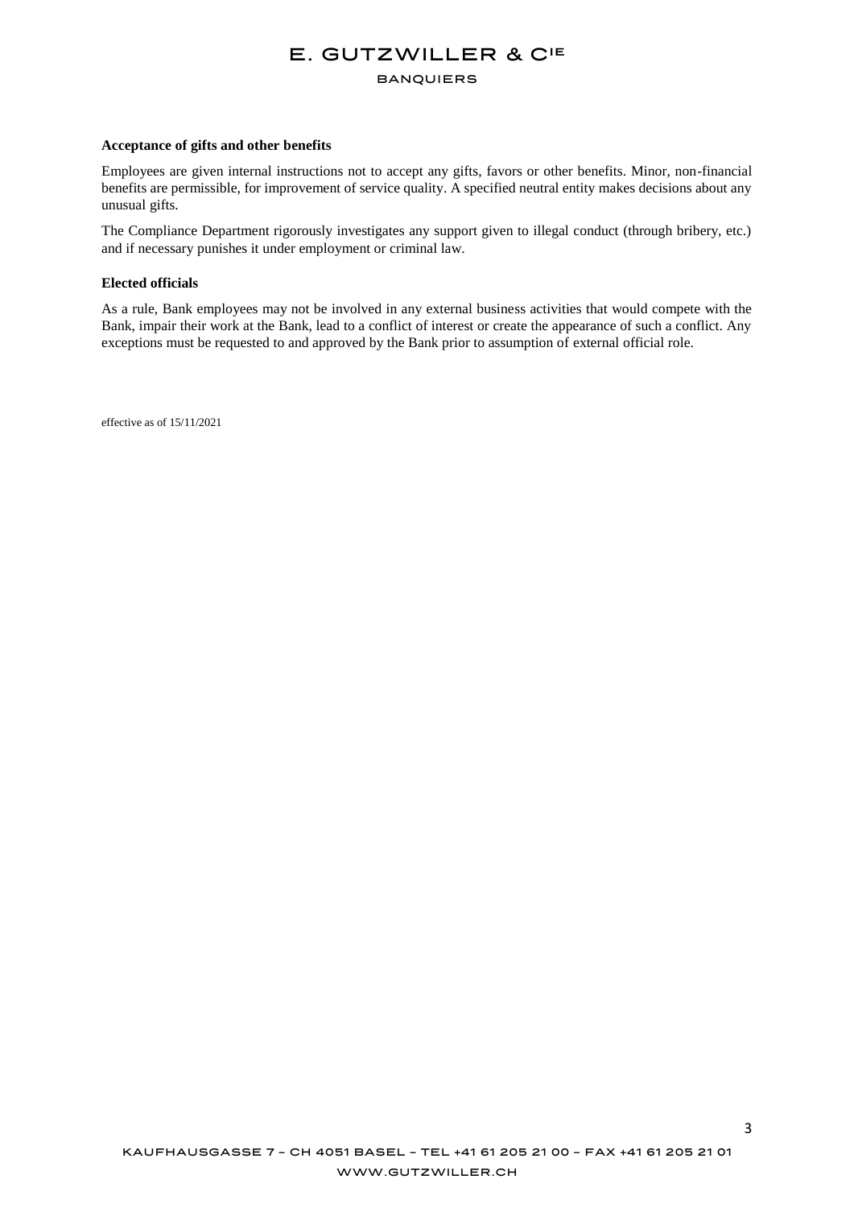**Acceptance of gifts and other benefits**

Employees are given internal instructions not to accept any gifts, favors or other benefits. Minor, non-financial benefits are permissible, for improvement of service quality. A specified neutral entity makes decisions about any unusual gifts.

The Compliance Department rigorously investigates any support given to illegal conduct (through bribery, etc.) and if necessary punishes it under employment or criminal law.

**Elected officials**

As a rule, Bank employees may not be involved in any external business activities that would compete with the Bank, impair their work at the Bank, lead to a conflict of interest or create the appearance of such a conflict. Any exceptions must be requested to and approved by the Bank prior to assumption of external official role.

effective as of 15/11/2021